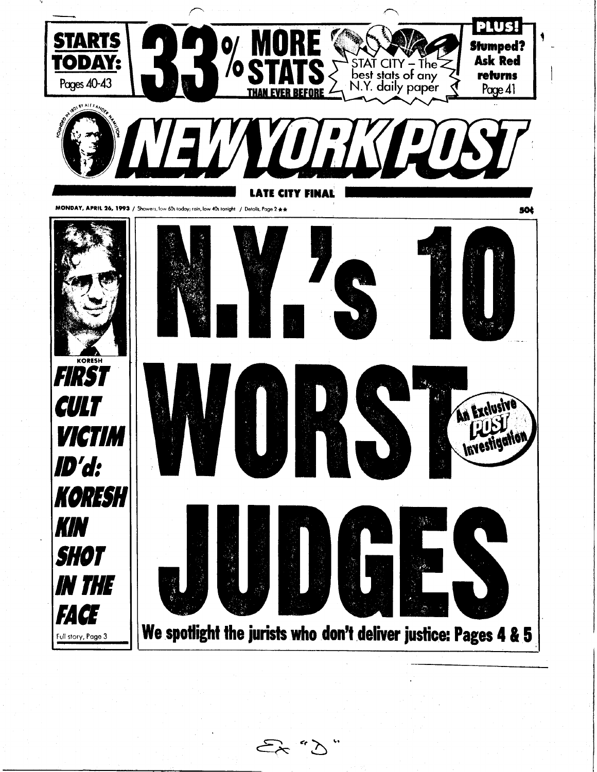**STARTS TODAY:** Pages 40-43

# 33% MORE STATS THAN EVER BEFORE

STAT CITY – The best stats of any N.Y. daily paper

**PLUS! Stumped? Ask Red returns** Page 41

FOUNDED IN 1801 BY ALEXANDER HAMILTON

# NEW YORK POST

**LATE CITY FINAL**

**MONDAY, APRIL 26, 1993** / Showers, low 60s today; rain, low 40s tonight / Details, Page 2 ★★ **50¢**

KORESH

## *FIRST CULT VICTIM ID'd: KORESH KIN SHOT IN THE FACE*

Full story, Page 3

# N.Y.'s 10 WORST JUDGES

An Exclusive POST Investigation

**We spotlight the jurists who don't deliver justice: Pages 4 & 5**

Ex "D"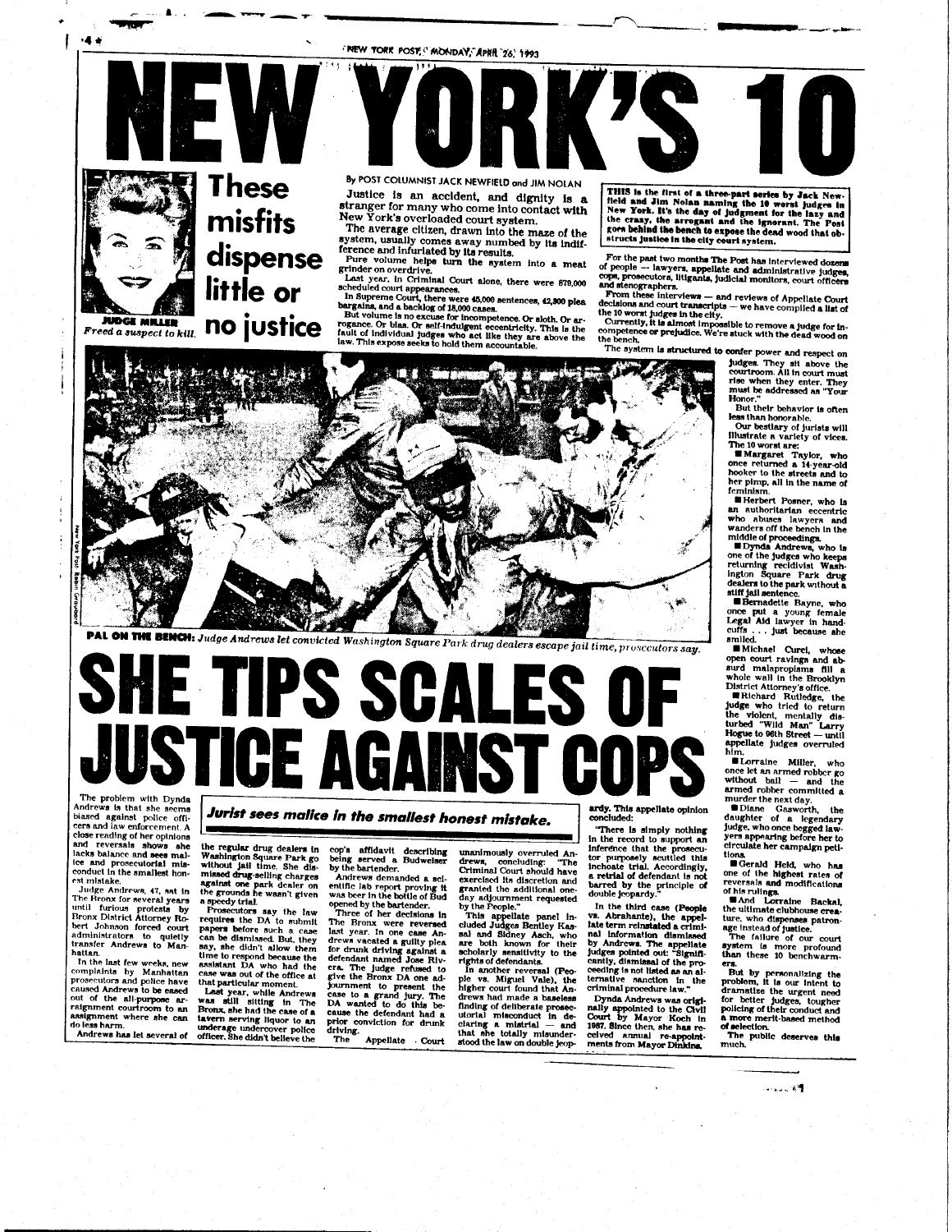# NEW YORK'S 10

**JUDGE MILLER**
*Freed a suspect to kill.*

## These misfits dispense little or no justice

By POST COLUMNIST JACK NEWFIELD and JIM NOLAN

Justice is an accident, and dignity is a stranger for many who come into contact with New York's overloaded court system.

The average citizen, drawn into the maze of the system, usually comes away numbed by its indifference and infuriated by its results.

Pure volume helps turn the system into a meat grinder on overdrive.

Last year, in Criminal Court alone, there were 879,000 scheduled court appearances.

In Supreme Court, there were 45,000 sentences, 42,300 plea bargains, and a backlog of 18,000 cases.

But volume is no excuse for incompetence. Or sloth. Or arrogance. Or bias. Or self-indulgent eccentricity. This is the fault of individual judges who act like they are above the law. This expose seeks to hold them accountable.

**THIS is the first of a three-part series by Jack Newfield and Jim Nolan naming the 10 worst judges in New York. It's the day of judgment for the lazy and the crazy, the arrogant and the ignorant. The Post goes behind the bench to expose the dead wood that obstructs justice in the city court system.**

For the past two months The Post has interviewed dozens of people — lawyers, appellate and administrative judges, cops, prosecutors, litigants, judicial monitors, court officers and stenographers.

From these interviews — and reviews of Appellate Court decisions and court transcripts — we have compiled a list of the 10 worst judges in the city.

Currently, it is almost impossible to remove a judge for incompetence or prejudice. We're stuck with the dead wood on the bench.

The system is structured to confer power and respect on judges. They sit above the courtroom. All in court must rise when they enter. They must be addressed as "Your Honor."

But their behavior is often less than honorable.

Our bestiary of jurists will illustrate a variety of vices. The 10 worst are:

- Margaret Taylor, who once returned a 14-year-old hooker to the streets and to her pimp, all in the name of feminism.
- Herbert Posner, who is an authoritarian eccentric who abuses lawyers and wanders off the bench in the middle of proceedings.
- Dynda Andrews, who is one of the judges who keeps returning recidivist Washington Square Park drug dealers to the park without a stiff jail sentence.
- Bernadette Bayne, who once put a young female Legal Aid lawyer in handcuffs . . . just because she smiled.
- Michael Curci, whose open court ravings and absurd malapropisms fill a whole wall in the Brooklyn District Attorney's office.
- Richard Rutledge, the judge who tried to return the violent, mentally disturbed "Wild Man" Larry Hogue to 96th Street — until appellate judges overruled him.
- Lorraine Miller, who once let an armed robber go without bail — and the armed robber committed a murder the next day.
- Diane Gasworth, the daughter of a legendary judge, who once begged lawyers appearing before her to circulate her campaign petitions.
- Gerald Held, who has one of the highest rates of reversals and modifications of his rulings.
- And Lorraine Backal, the ultimate clubhouse creature, who dispenses patronage instead of justice.

The failure of our court system is more profound than these 10 benchwarmers.

But by personalizing the problem, it is our intent to dramatize the urgent need for better judges, tougher policing of their conduct and a more merit-based method of selection.

The public deserves this much.

**PAL ON THE BENCH:** *Judge Andrews let convicted Washington Square Park drug dealers escape jail time, prosecutors say.*

# SHE TIPS SCALES OF JUSTICE AGAINST COPS

### *Jurist sees malice in the smallest honest mistake.*

The problem with Dynda Andrews is that she seems biased against police officers and law enforcement. A close reading of her opinions and reversals shows she lacks balance and sees malice and prosecutorial misconduct in the smallest honest mistake.

Judge Andrews, 47, sat in The Bronx for several years until furious protests by Bronx District Attorney Robert Johnson forced court administrators to quietly transfer Andrews to Manhattan.

In the last few weeks, new complaints by Manhattan prosecutors and police have caused Andrews to be eased out of the all-purpose arraignment courtroom to an assignment where she can do less harm.

Andrews has let several of the regular drug dealers in Washington Square Park go without jail time. She dismissed drug-selling charges against one park dealer on the grounds he wasn't given a speedy trial.

Prosecutors say the law requires the DA to submit papers before such a case can be dismissed. But, they say, she didn't allow them time to respond because the assistant DA who had the case was out of the office at that particular moment.

Last year, while Andrews was still sitting in The Bronx, she had the case of a tavern serving liquor to an underage undercover police officer. She didn't believe the cop's affidavit describing being served a Budweiser by the bartender.

Andrews demanded a scientific lab report proving it was beer in the bottle of Bud opened by the bartender.

Three of her decisions in The Bronx were reversed last year. In one case Andrews vacated a guilty plea for drunk driving against a defendant named Jose Rivera. The judge refused to give the Bronx DA one adjournment to present the case to a grand jury. The DA wanted to do this because the defendant had a prior conviction for drunk driving.

The Appellate Court unanimously overruled Andrews, concluding: "The Criminal Court should have exercised its discretion and granted the additional one-day adjournment requested by the People."

This appellate panel included Judges Bentley Kassal and Sidney Asch, who are both known for their scholarly sensitivity to the rights of defendants.

In another reversal (People vs. Miguel Vale), the higher court found that Andrews had made a baseless finding of deliberate prosecutorial misconduct in declaring a mistrial — and that she totally misunderstood the law on double jeopardy. This appellate opinion concluded:

"There is simply nothing in the record to support an inference that the prosecutor purposely scuttled this inchoate trial. Accordingly, a retrial of defendant is not barred by the principle of double jeopardy."

In the third case (People vs. Abrahante), the appellate term reinstated a criminal information dismissed by Andrews. The appellate judges pointed out: "Significantly, dismissal of the proceeding is not listed as an alternative sanction in the criminal procedure law."

Dynda Andrews was originally appointed to the Civil Court by Mayor Koch in 1987. Since then, she has received annual re-appointments from Mayor Dinkins.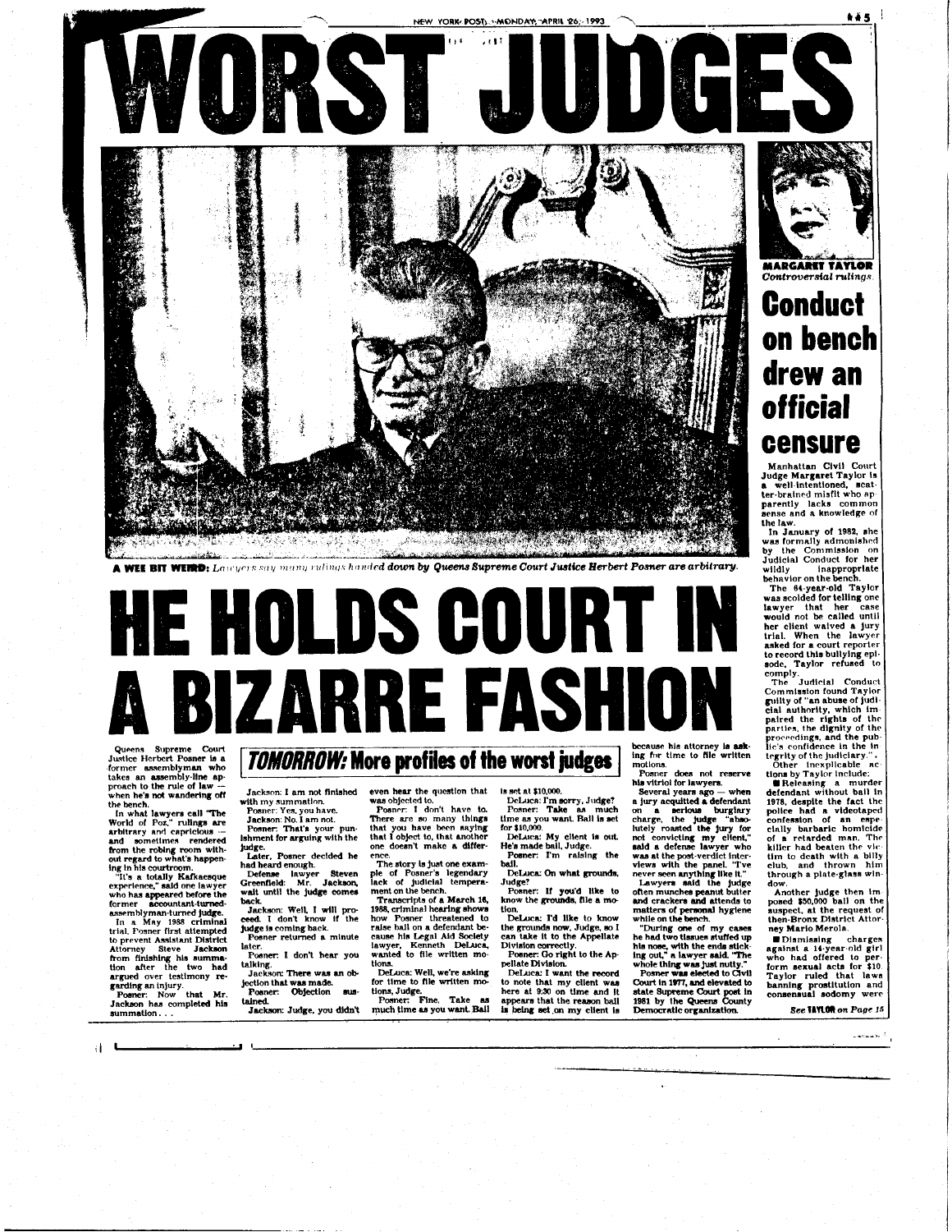# WORST JUDGES

**A WEE BIT WEIRD:** *Lawyers say many rulings handed down by Queens Supreme Court Justice Herbert Posner are arbitrary.*

# HE HOLDS COURT IN A BIZARRE FASHION

Queens Supreme Court Justice Herbert Posner is a former assemblyman who takes an assembly-line approach to the rule of law — when he's not wandering off the bench.

In what lawyers call "The World of Poz," rulings are arbitrary and capricious — and sometimes rendered from the robing room without regard to what's happening in his courtroom.

"It's a totally Kafkaesque experience," said one lawyer who has appeared before the former accountant-turned-assemblyman-turned judge.

In a May 1988 criminal trial, Posner first attempted to prevent Assistant District Attorney Steve Jackson from finishing his summation after the two had argued over testimony regarding an injury.

Posner: Now that Mr. Jackson has completed his summation . . .

## *TOMORROW:* More profiles of the worst judges

Jackson: I am not finished with my summation.

Posner: Yes, you have.

Jackson: No, I am not.

Posner: That's your punishment for arguing with the judge.

Later, Posner decided he had heard enough.

Defense lawyer Steven Greenfield: Mr. Jackson, wait until the judge comes back.

Jackson: Well, I will proceed. I don't know if the judge is coming back.

Posner returned a minute later.

Posner: I don't hear you talking.

Jackson: There was an objection that was made.

Posner: Objection sustained.

Jackson: Judge, you didn't even hear the question that was objected to.

Posner: I don't have to. There are so many things that you have been saying that I object to, that another one doesn't make a difference.

The story is just one example of Posner's legendary lack of judicial temperament on the bench.

Transcripts of a March 16, 1988, criminal hearing shows how Posner threatened to raise bail on a defendant because his Legal Aid Society lawyer, Kenneth DeLuca, wanted to file written motions.

DeLuca: Well, we're asking for time to file written motions, Judge.

Posner: Fine. Take as much time as you want. Bail is set at $10,000.

DeLuca: I'm sorry, Judge?

Posner: Take as much time as you want. Bail is set for $10,000.

DeLuca: My client is out. He's made bail, Judge.

Posner: I'm raising the bail.

DeLuca: On what grounds, Judge?

Posner: If you'd like to know the grounds, file a motion.

DeLuca: I'd like to know the grounds now, Judge, so I can take it to the Appellate Division correctly.

Posner: Go right to the Appellate Division.

DeLuca: I want the record to note that my client was here at 9:30 on time and it appears that the reason bail is being set on my client is because his attorney is asking for time to file written motions.

Posner does not reserve his vitriol for lawyers.

Several years ago — when a jury acquitted a defendant on a serious burglary charge, the judge "absolutely roasted the jury for not convicting my client," said a defense lawyer who was at the post-verdict interviews with the panel. "I've never seen anything like it."

Lawyers said the judge often munches peanut butter and crackers and attends to matters of personal hygiene while on the bench.

"During one of my cases he had two tissues stuffed up his nose, with the ends sticking out," a lawyer said. "The whole thing was just nutty."

Posner was elected to Civil Court in 1977, and elevated to state Supreme Court post in 1981 by the Queens County Democratic organization.

---

**MARGARET TAYLOR**
*Controversial rulings*

## Conduct on bench drew an official censure

Manhattan Civil Court Judge Margaret Taylor is a well-intentioned, scatter-brained misfit who apparently lacks common sense and a knowledge of the law.

In January of 1982, she was formally admonished by the Commission on Judicial Conduct for her wildly inappropriate behavior on the bench.

The 64-year-old Taylor was scolded for telling one lawyer that her case would not be called until her client waived a jury trial. When the lawyer asked for a court reporter to record this bullying episode, Taylor refused to comply.

The Judicial Conduct Commission found Taylor guilty of "an abuse of judicial authority, which impaired the rights of the parties, the dignity of the proceedings, and the public's confidence in the integrity of the judiciary."

Other inexplicable actions by Taylor include:

- Releasing a murder defendant without bail in 1978, despite the fact the police had a videotaped confession of an especially barbaric homicide of a retarded man. The killer had beaten the victim to death with a billy club, and thrown him through a plate-glass window.

Another judge then imposed $50,000 bail on the suspect, at the request of then-Bronx District Attorney Mario Merola.

- Dismissing charges against a 14-year-old girl who had offered to perform sexual acts for $10. Taylor ruled that laws banning prostitution and consensual sodomy were

*See* **TAYLOR** *on Page 15*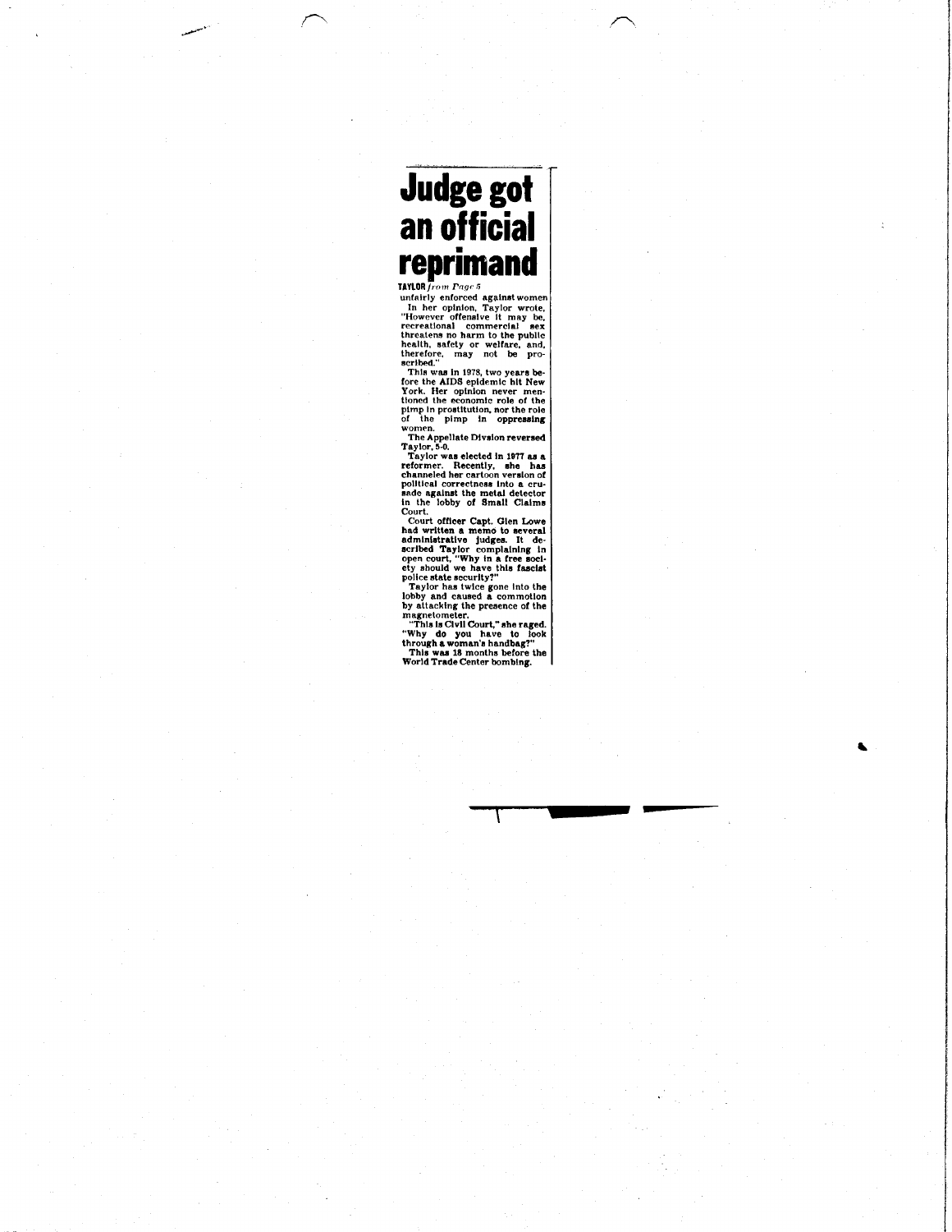# Judge got an official reprimand

**TAYLOR** *from Page 5*

unfairly enforced against women

In her opinion, Taylor wrote, "However offensive it may be, recreational commercial sex threatens no harm to the public health, safety or welfare, and, therefore, may not be proscribed."

This was in 1978, two years before the AIDS epidemic hit New York. Her opinion never mentioned the economic role of the pimp in prostitution, nor the role of the pimp in oppressing women.

The Appellate Division reversed Taylor, 5-0.

Taylor was elected in 1977 as a reformer. Recently, she has channeled her cartoon version of political correctness into a crusade against the metal detector in the lobby of Small Claims Court.

Court officer Capt. Glen Lowe had written a memo to several administrative judges. It described Taylor complaining in open court, "Why in a free society should we have this fascist police state security?"

Taylor has twice gone into the lobby and caused a commotion by attacking the presence of the magnetometer.

"This is Civil Court," she raged. "Why do you have to look through a woman's handbag?"

This was 18 months before the World Trade Center bombing.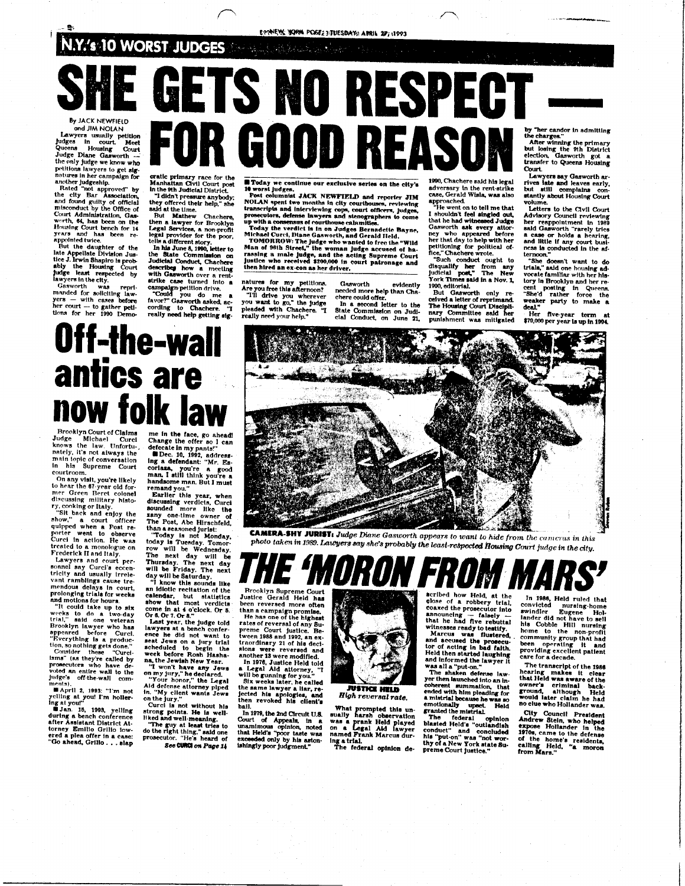## N.Y.'s 10 WORST JUDGES

# SHE GETS NO RESPECT — FOR GOOD REASON

By JACK NEWFIELD and JIM NOLAN

Lawyers usually petition judges in court. Meet Queens Housing Court Judge Diane Gasworth — the only judge we know who petitions lawyers to get signatures in her campaign for another judgeship.

Rated "not approved" by the city Bar Association, and found guilty of official misconduct by the Office of Court Administration, Gasworth, 64, has been on the Housing Court bench for 14 years and has been reappointed twice.

But the daughter of the late Appellate Division Justice J. Irwin Shapiro is probably the Housing Court judge least respected by lawyers in the city.

Gasworth was reprimanded for soliciting lawyers — with cases before her court — to gather petitions for her 1990 Democratic primary race for the Manhattan Civil Court post in the 9th Judicial District.

"I didn't pressure anybody; they offered their help," she said at the time.

But Mathew Chachere, then a lawyer for Brooklyn Legal Services, a non-profit legal provider for the poor, tells a different story.

In his June 8, 1990, letter to the State Commission on Judicial Conduct, Chachere describes how a meeting with Gasworth over a rent-strike case turned into a campaign-petition drive.

"Could you do me a favor?" Gasworth asked, according to Chachere. "I really need help getting signatures for my petitions. Are you free this afternoon?

"I'll drive you wherever you want to go," the judge pleaded with Chachere. "I really need your help."

**■ Today we continue our exclusive series on the city's 10 worst judges.**

**Post columnist JACK NEWFIELD and reporter JIM NOLAN spent two months in city courthouses, reviewing transcripts and interviewing cops, court officers, judges, prosecutors, defense lawyers and stenographers to come up with a consensus of courthouse calamities.**

**Today the verdict is in on Judges Bernadette Bayne, Michael Curci, Diane Gasworth, and Gerald Held.**

**TOMORROW: The judge who wanted to free the "Wild Man of 96th Street," the woman judge accused of harassing a male judge, and the acting Supreme Court justice who received $290,000 in court patronage and then hired an ex-con as her driver.**

Gasworth evidently needed more help than Chachere could offer.

In a second letter to the State Commission on Judicial Conduct, on June 21, 1990, Chachere said his legal adversary in the rent-strike case, Gerald Wisla, was also approached.

"He went on to tell me that I shouldn't feel singled out, that he had witnessed Judge Gasworth ask every attorney who appeared before her that day to help with her petitioning for political office," Chachere wrote.

"Such conduct ought to disqualify her from any judicial post," The New York Times said in a Nov. 1, 1990, editorial.

But Gasworth only received a letter of reprimand. The Housing Court Disciplinary Committee said her punishment was mitigated by "her candor in admitting the charges."

After winning the primary but losing the 9th District election, Gasworth got a transfer to Queens Housing Court.

Lawyers say Gasworth arrives late and leaves early, but still complains constantly about Housing Court volume.

Letters to the Civil Court Advisory Council reviewing her reappointment in 1989 said Gasworth "rarely tries a case or holds a hearing, and little if any court business is conducted in the afternoon."

"She doesn't want to do trials," said one housing advocate familiar with her history in Brooklyn and her recent posting in Queens. "She'd rather force the weaker party to make a deal."

Her five-year term at $79,000 per year is up in 1994.

**CAMERA-SHY JURIST:** *Judge Diane Gasworth appears to want to hide from the cameras in this photo taken in 1989. Lawyers say she's probably the least-respected Housing Court judge in the city.*

# Off-the-wall antics are now folk law

Brooklyn Court of Claims Judge Michael Curci knows the law. Unfortunately, it's not always the main topic of conversation in his Supreme Court courtroom.

On any visit, you're likely to hear the 67-year old former Green Beret colonel discussing military history, cooking or Italy.

"Sit back and enjoy the show," a court officer quipped when a Post reporter went to observe Curci in action. He was treated to a monologue on Frederick II and Italy.

Lawyers and court personnel say Curci's eccentricity and usually irrelevant ramblings cause tremendous delays in court, prolonging trials for weeks and motions for hours.

"It could take up to six weeks to do a two-day trial," said one veteran Brooklyn lawyer who has appeared before Curci. "Everything is a production, so nothing gets done."

Consider these "Curci-isms" (as they're called by prosecutors who have devoted an entire wall to the judge's off-the-wall comments).

■ April 2, 1993: "I'm not yelling at you! I'm hollering at you!"

■ Jan. 15, 1993, yelling during a bench conference after Assistant District Attorney Emilio Grillo lowered a plea offer in a case: "Go ahead, Grillo . . . slap me in the face, go ahead! Change the offer so I can defecate in my pants!"

■ Dec. 10, 1992, addressing a defendant: "Mr. Escoriaza, you're a good man. I still think you're a handsome man. But I must remand you."

Earlier this year, when discussing verdicts, Curci sounded more like the zany one-time owner of The Post, Abe Hirschfeld, than a seasoned jurist:

"Today is not Monday, today is Tuesday. Tomorrow will be Wednesday. The next day will be Thursday. The next day will be Friday. The next day will be Saturday.

"I know this sounds like an idiotic recitation of the calendar, but statistics show that most verdicts come in at 4 o'clock. Or 5. Or 6. Or 7. Or 8."

Last year, the judge told lawyers at a bench conference he did not want to seat Jews on a jury trial scheduled to begin the week before Rosh Hashana, the Jewish New Year.

"I won't have any Jews on my jury," he declared.

"Your honor," the Legal Aid defense attorney piped in. "My client wants Jews on the jury."

Curci is not without his strong points. He is well-liked and well-meaning.

"The guy at least tries to do the right thing," said one prosecutor. "He's heard of

*See CURCI on Page 14*

# THE 'MORON FROM MARS'

Brooklyn Supreme Court Justice Gerald Held has been reversed more often than a campaign promise.

He has one of the highest rates of reversal of any Supreme Court Justice. Between 1988 and 1992, an extraordinary 21 of his decisions were reversed and another 13 were modified.

In 1976, Justice Held told a Legal Aid attorney, "I will be gunning for you."

Six weeks later, he called the same lawyer a liar, rejected his apologies, and then revoked his client's bail.

In 1979, the 2nd Circuit U.S. Court of Appeals, in a unanimous opinion, noted that Held's "poor taste was exceeded only by his astonishingly poor judgment."

**JUSTICE HELD**
*High reversal rate.*

What prompted this unusually harsh observation was a prank Held played on a Legal Aid lawyer named Frank Marcus during a trial.

The federal opinion described how Held, at the close of a robbery trial, coaxed the prosecutor into announcing — falsely — that he had five rebuttal witnesses ready to testify.

Marcus was flustered, and accused the prosecutor of acting in bad faith. Held then started laughing and informed the lawyer it was all a "put-on."

The shaken defense lawyer then launched into an incoherent summation, that ended with him pleading for a mistrial because he was so emotionally upset. Held granted the mistrial.

The federal opinion blasted Held's "outlandish conduct" and concluded his "put-on" was "not worthy of a New York state Supreme Court justice."

In 1986, Held ruled that convicted nursing-home swindler Eugene Hollander did not have to sell his Cobble Hill nursing home to the non-profit community group that had been operating it and providing excellent patient care for a decade.

The transcript of the 1986 hearing makes it clear that Held was aware of the owner's criminal background, although Held would later claim he had no clue who Hollander was.

City Council President Andrew Stein, who helped expose Hollander in the 1970s, came to the defense of the home's residents, calling Held, "a moron from Mars."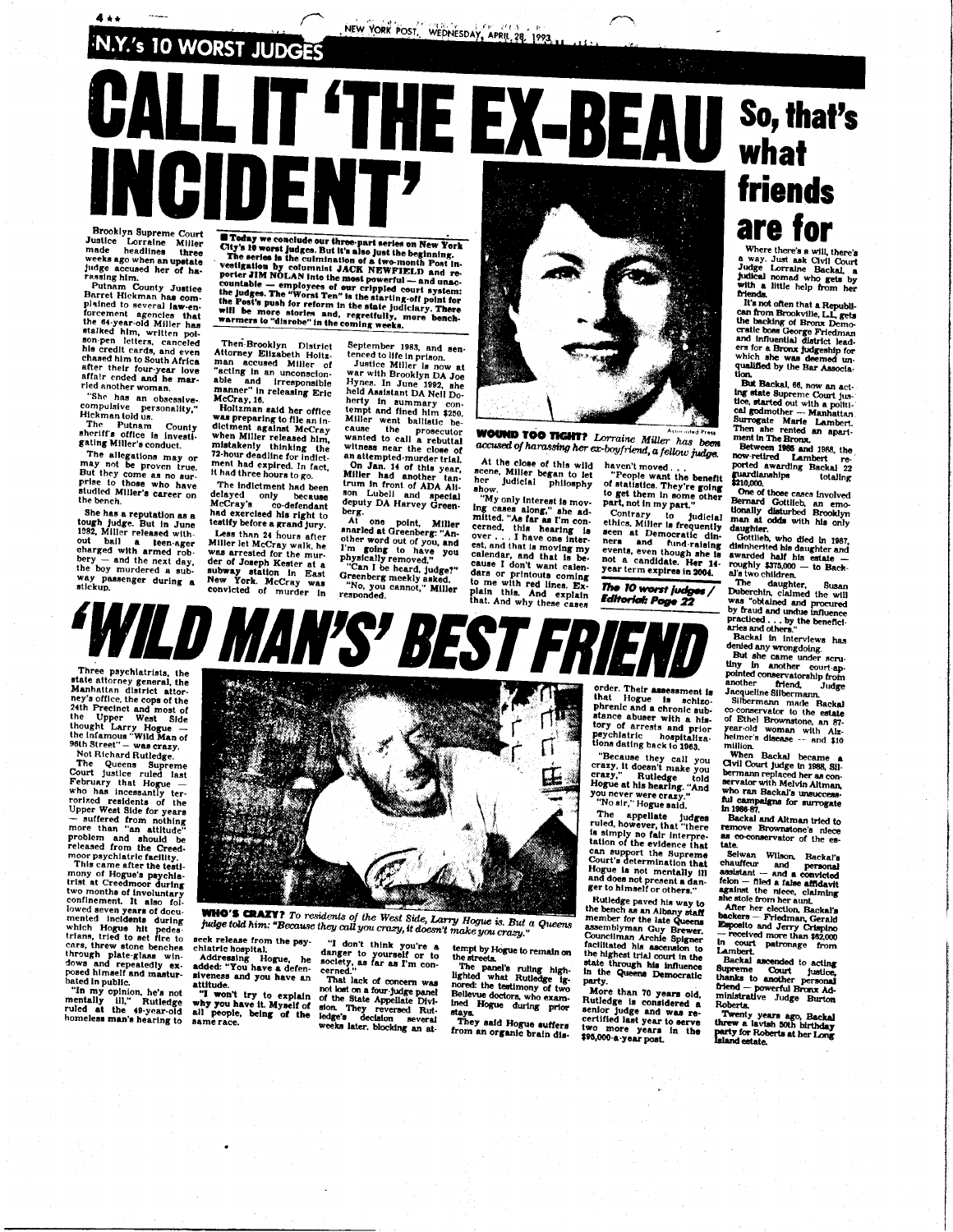N.Y.'s 10 WORST JUDGES

# CALL IT 'THE EX-BEAU INCIDENT'

**Today we conclude our three-part series on New York City's 10 worst judges. But it's also just the beginning. The series is the culmination of a two-month Post investigation by columnist JACK NEWFIELD and reporter JIM NOLAN into the most powerful — and unaccountable — employees of our crippled court system: the judges. The "Worst Ten" is the starting-off point for the Post's push for reform in the state judiciary. There will be more stories and, regretfully, more bench-warmers to "disrobe" in the coming weeks.**

Brooklyn Supreme Court Justice Lorraine Miller made headlines three weeks ago when an upstate judge accused her of harassing him.

Putnam County Justice Barret Hickman has complained to several law-enforcement agencies that the 64-year-old Miller has stalked him, written poison-pen letters, canceled his credit cards, and even chased him to South Africa after their four-year love affair ended and he married another woman.

"She has an obsessive-compulsive personality," Hickman told us.

The Putnam County sheriff's office is investigating Miller's conduct.

The allegations may or may not be proven true. But they come as no surprise to those who have studied Miller's career on the bench.

She has a reputation as a tough judge. But in June 1982, Miller released without bail a teen-ager charged with armed robbery — and the next day, the boy murdered a subway passenger during a stickup.

Then-Brooklyn District Attorney Elizabeth Holtzman accused Miller of "acting in an unconscionable and irresponsible manner" in releasing Eric McCray, 16.

Holtzman said her office was preparing to file an indictment against McCray when Miller released him, mistakenly thinking the 72-hour deadline for indictment had expired. In fact, it had three hours to go.

The indictment had been delayed only because McCray's co-defendant had exercised his right to testify before a grand jury.

Less than 24 hours after Miller let McCray walk, he was arrested for the murder of Joseph Kester at a subway station in East New York. McCray was convicted of murder in September 1983, and sentenced to life in prison.

Justice Miller is now at war with Brooklyn DA Joe Hynes. In June 1992, she held Assistant DA Neil Doherty in summary contempt and fined him $250. Miller went ballistic because the prosecutor wanted to call a rebuttal witness near the close of an attempted-murder trial.

On Jan. 14 of this year, Miller had another tantrum in front of ADA Allison Lubell and special deputy DA Harvey Greenberg.

At one point, Miller snarled at Greenberg: "Another word out of you, and I'm going to have you physically removed."

"Can I be heard, judge?" Greenberg meekly asked.

"No, you cannot," Miller responded.

**WOUND TOO TIGHT?** *Lorraine Miller has been accused of harassing her ex-boyfriend, a fellow judge.*

At the close of this wild scene, Miller began to let her judicial philosophy show.

"My only interest is moving cases along," she admitted. "As far as I'm concerned, this hearing is over . . . I have one interest, and that is moving my calendar, and that is because I don't want calendars or printouts coming to me with red lines. Explain this. And explain that. And why these cases haven't moved . . .

"People want the benefit of statistics. They're going to get them in some other part, not in my part."

Contrary to judicial ethics, Miller is frequently seen at Democratic dinners and fund-raising events, even though she is not a candidate. Her 14-year term expires in 2004.

***The 10 worst judges / Editorial: Page 22***

# So, that's what friends are for

Where there's a will, there's a way. Just ask Civil Court Judge Lorraine Backal, a judicial nomad who gets by with a little help from her friends.

It's not often that a Republican from Brookville, L.I., gets the backing of Bronx Democratic boss George Friedman and influential district leaders for a Bronx judgeship for which she was deemed unqualified by the Bar Association.

But Backal, 66, now an acting state Supreme Court justice, started out with a political godmother — Manhattan Surrogate Marie Lambert. Then she rented an apartment in The Bronx.

Between 1985 and 1988, the now-retired Lambert reported awarding Backal 22 guardianships totaling $210,000.

One of those cases involved Bernard Gottlieb, an emotionally disturbed Brooklyn man at odds with his only daughter.

Gottlieb, who died in 1987, disinherited his daughter and awarded half his estate — roughly $375,000 — to Backal's two children.

The daughter, Susan Duberchin, claimed the will was "obtained and procured by fraud and undue influence practiced . . . by the beneficiaries and others."

Backal in interviews has denied any wrongdoing.

But she came under scrutiny in another court-appointed conservatorship from another friend, Judge Jacqueline Silbermann.

Silbermann made Backal co-conservator to the estate of Ethel Brownstone, an 87-year-old woman with Alzheimer's disease — and $10 million.

When Backal became a Civil Court judge in 1988, Silbermann replaced her as conservator with Melvin Altman, who ran Backal's unsuccessful campaigns for surrogate in 1986-87.

Backal and Altman tried to remove Brownstone's niece as co-conservator of the estate.

Selwan Wilson, Backal's chauffeur and personal assistant — and a convicted felon — filed a false affidavit against the niece, claiming she stole from her aunt.

After her election, Backal's backers — Friedman, Gerald Esposito and Jerry Crispino — received more than $62,000 in court patronage from Lambert.

Backal ascended to acting Supreme Court justice, thanks to another personal friend — powerful Bronx Administrative Judge Burton Roberts.

Twenty years ago, Backal threw a lavish 50th birthday party for Roberts at her Long Island estate.

# 'WILD MAN'S' BEST FRIEND

Three psychiatrists, the state attorney general, the Manhattan district attorney's office, the cops of the 24th Precinct and most of the Upper West Side thought Larry Hogue — the infamous "Wild Man of 96th Street" — was crazy.

Not Richard Rutledge.

The Queens Supreme Court justice ruled last February that Hogue — who has incessantly terrorized residents of the Upper West Side for years — suffered from nothing more than "an attitude" problem and should be released from the Creedmoor psychiatric facility.

This came after the testimony of Hogue's psychiatrist at Creedmoor during two months of involuntary confinement. It also followed seven years of documented incidents during which Hogue hit pedestrians, tried to set fire to cars, threw stone benches through plate-glass windows and repeatedly exposed himself and masturbated in public.

"In my opinion, he's not mentally ill," Rutledge ruled at the 49-year-old homeless man's hearing to seek release from the psychiatric hospital.

Addressing Hogue, he added: "You have a defensiveness and you have an attitude.

"I won't try to explain why you have it. Myself of all people, being of the same race.

"I don't think you're a danger to yourself or to society, as far as I'm concerned."

That lack of concern was not lost on a four-judge panel of the State Appellate Division. They reversed Rutledge's decision several weeks later, blocking an attempt by Hogue to remain on the streets.

The panel's ruling highlighted what Rutledge ignored: the testimony of two Bellevue doctors, who examined Hogue during prior stays.

They said Hogue suffers from an organic brain disorder. Their assessment is that Hogue is schizophrenic and a chronic substance abuser with a history of arrests and prior psychiatric hospitalizations dating back to 1963.

"Because they call you crazy, it doesn't make you crazy," Rutledge told Hogue at his hearing. "And you never were crazy."

"No sir," Hogue said.

The appellate judges ruled, however, that "there is simply no fair interpretation of the evidence that can support the Supreme Court's determination that Hogue is not mentally ill and does not present a danger to himself or others."

Rutledge paved his way to the bench as an Albany staff member for the late Queens assemblyman Guy Brewer. Councilman Archie Spigner facilitated his ascension to the highest trial court in the state through his influence in the Queens Democratic party.

More than 70 years old, Rutledge is considered a senior judge and was recertified last year to serve two more years in the $95,000-a-year post.

**WHO'S CRAZY?** *To residents of the West Side, Larry Hogue is. But a Queens judge told him: "Because they call you crazy, it doesn't make you crazy."*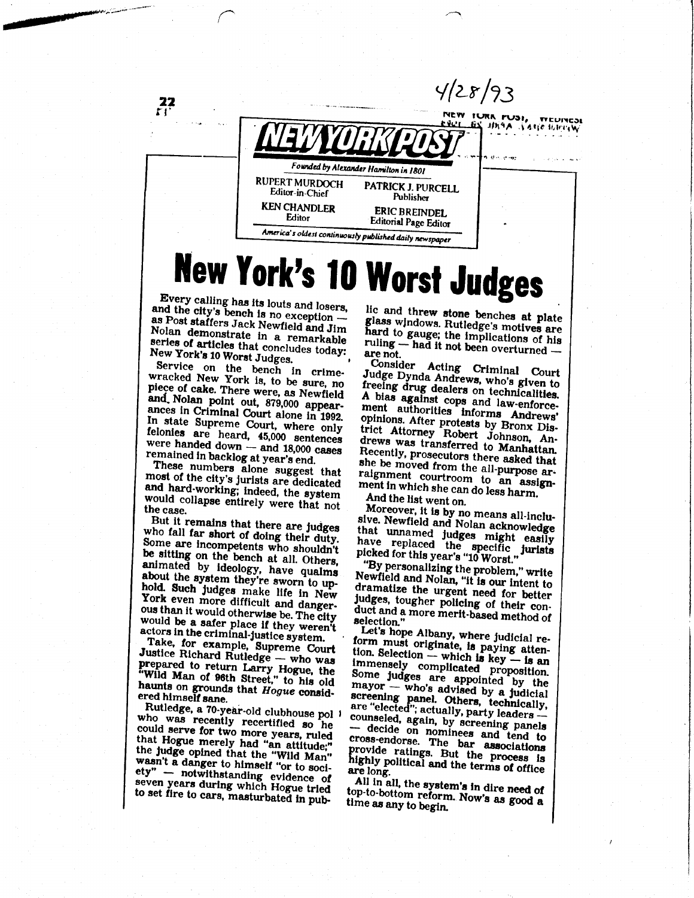4/28/93

NEW YORK POST, WEDNESDAY

**NEW YORK POST**

*Founded by Alexander Hamilton in 1801*

RUPERT MURDOCH
Editor-in-Chief

PATRICK J. PURCELL
Publisher

KEN CHANDLER
Editor

ERIC BREINDEL
Editorial Page Editor

*America's oldest continuously published daily newspaper*

# New York's 10 Worst Judges

Every calling has its louts and losers, and the city's bench is no exception — as Post staffers Jack Newfield and Jim Nolan demonstrate in a remarkable series of articles that concludes today: New York's 10 Worst Judges.

Service on the bench in crime-wracked New York is, to be sure, no piece of cake. There were, as Newfield and Nolan point out, 879,000 appearances in Criminal Court alone in 1992. In state Supreme Court, where only felonies are heard, 45,000 sentences were handed down — and 18,000 cases remained in backlog at year's end.

These numbers alone suggest that most of the city's jurists are dedicated and hard-working; indeed, the system would collapse entirely were that not the case.

But it remains that there are judges who fall far short of doing their duty. Some are incompetents who shouldn't be sitting on the bench at all. Others, animated by ideology, have qualms about the system they're sworn to uphold. Such judges make life in New York even more difficult and dangerous than it would otherwise be. The city would be a safer place if they weren't actors in the criminal-justice system.

Take, for example, Supreme Court Justice Richard Rutledge — who was prepared to return Larry Hogue, the "Wild Man of 96th Street," to his old haunts on grounds that *Hogue* considered himself sane.

Rutledge, a 70-year-old clubhouse pol who was recently recertified so he could serve for two more years, ruled that Hogue merely had "an attitude;" the judge opined that the "Wild Man" wasn't a danger to himself "or to society" — notwithstanding evidence of seven years during which Hogue tried to set fire to cars, masturbated in public and threw stone benches at plate glass windows. Rutledge's motives are hard to gauge; the implications of his ruling — had it not been overturned — are not.

Consider Acting Criminal Court Judge Dynda Andrews, who's given to freeing drug dealers on technicalities. A bias against cops and law-enforcement authorities informs Andrews' opinions. After protests by Bronx District Attorney Robert Johnson, Andrews was transferred to Manhattan. Recently, prosecutors there asked that she be moved from the all-purpose arraignment courtroom to an assignment in which she can do less harm.

And the list went on.

Moreover, it is by no means all-inclusive. Newfield and Nolan acknowledge that unnamed judges might easily have replaced the specific jurists picked for this year's "10 Worst."

"By personalizing the problem," write Newfield and Nolan, "it is our intent to dramatize the urgent need for better judges, tougher policing of their conduct and a more merit-based method of selection."

Let's hope Albany, where judicial reform must originate, is paying attention. Selection — which is key — is an immensely complicated proposition. Some judges are appointed by the mayor — who's advised by a judicial screening panel. Others, technically, are "elected"; actually, party leaders — counseled, again, by screening panels — decide on nominees and tend to cross-endorse. The bar associations provide ratings. But the process is highly political and the terms of office are long.

All in all, the system's in dire need of top-to-bottom reform. Now's as good a time as any to begin.